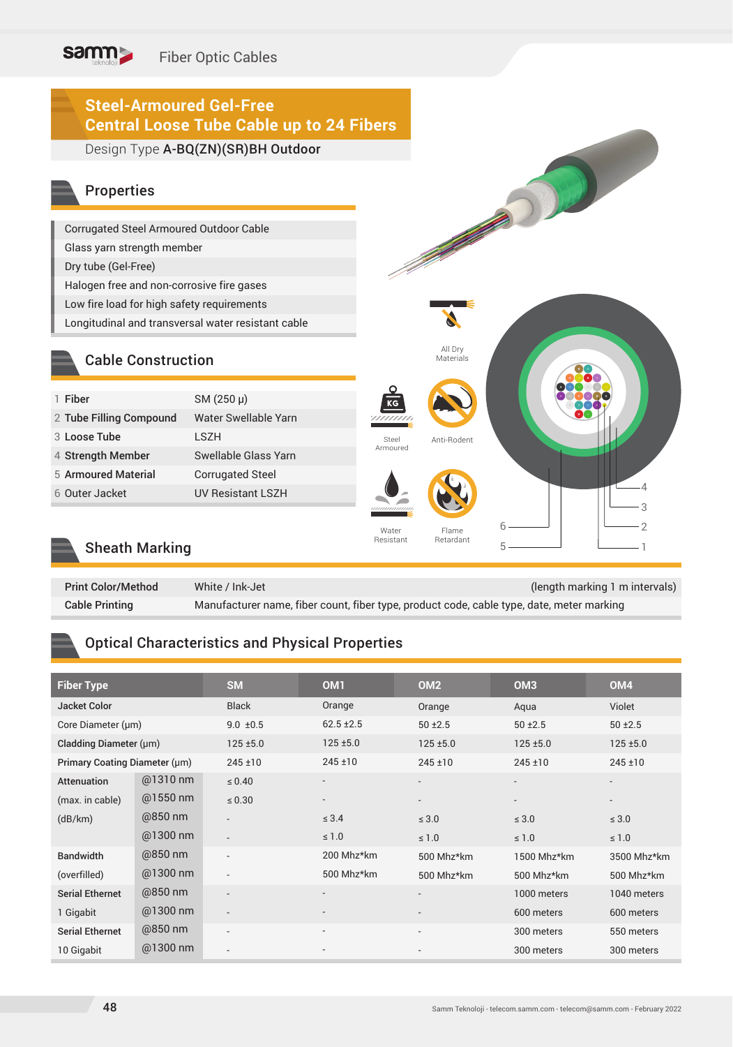# Steel-Armoured Gel-Free Central Loose Tube Cable up to 24 Fibers

Design Type **A-BQ(ZN)(SR)BH Outdoor**

## Properties

- Corrugated Steel Armoured Outdoor Cable
- Glass yarn strength member
- Dry tube (Gel-Free)
- Halogen free and non-corrosive fire gases
- Low fire load for high safety requirements
- Longitudinal and transversal water resistant cable

All Dry Materials

Steel Armoured

Anti-Rodent

Water Resistant

Flame Retardant

## Cable Construction

| | | |
|---|---|---|
| 1 | **Fiber** | SM (250 µ) |
| 2 | **Tube Filling Compound** | Water Swellable Yarn |
| 3 | **Loose Tube** | LSZH |
| 4 | **Strength Member** | Swellable Glass Yarn |
| 5 | **Armoured Material** | Corrugated Steel |
| 6 | **Outer Jacket** | UV Resistant LSZH |

## Sheath Marking

| | |
|---|---|
| **Print Color/Method** | White / Ink-Jet (length marking 1 m intervals) |
| **Cable Printing** | Manufacturer name, fiber count, fiber type, product code, cable type, date, meter marking |

## Optical Characteristics and Physical Properties

| Fiber Type | | SM | OM1 | OM2 | OM3 | OM4 |
|---|---|---|---|---|---|---|
| Jacket Color | | Black | Orange | Orange | Aqua | Violet |
| Core Diameter (µm) | | 9.0 ±0.5 | 62.5 ±2.5 | 50 ±2.5 | 50 ±2.5 | 50 ±2.5 |
| Cladding Diameter (µm) | | 125 ±5.0 | 125 ±5.0 | 125 ±5.0 | 125 ±5.0 | 125 ±5.0 |
| Primary Coating Diameter (µm) | | 245 ±10 | 245 ±10 | 245 ±10 | 245 ±10 | 245 ±10 |
| Attenuation | @1310 nm | ≤ 0.40 | - | - | - | - |
| (max. in cable) | @1550 nm | ≤ 0.30 | - | - | - | - |
| (dB/km) | @850 nm | - | ≤ 3.4 | ≤ 3.0 | ≤ 3.0 | ≤ 3.0 |
| | @1300 nm | - | ≤ 1.0 | ≤ 1.0 | ≤ 1.0 | ≤ 1.0 |
| Bandwidth | @850 nm | - | 200 Mhz*km | 500 Mhz*km | 1500 Mhz*km | 3500 Mhz*km |
| (overfilled) | @1300 nm | - | 500 Mhz*km | 500 Mhz*km | 500 Mhz*km | 500 Mhz*km |
| Serial Ethernet | @850 nm | - | - | - | 1000 meters | 1040 meters |
| 1 Gigabit | @1300 nm | - | - | - | 600 meters | 600 meters |
| Serial Ethernet | @850 nm | - | - | - | 300 meters | 550 meters |
| 10 Gigabit | @1300 nm | - | - | - | 300 meters | 300 meters |

Samm Teknoloji - telecom.samm.com - telecom@samm.com - February 2022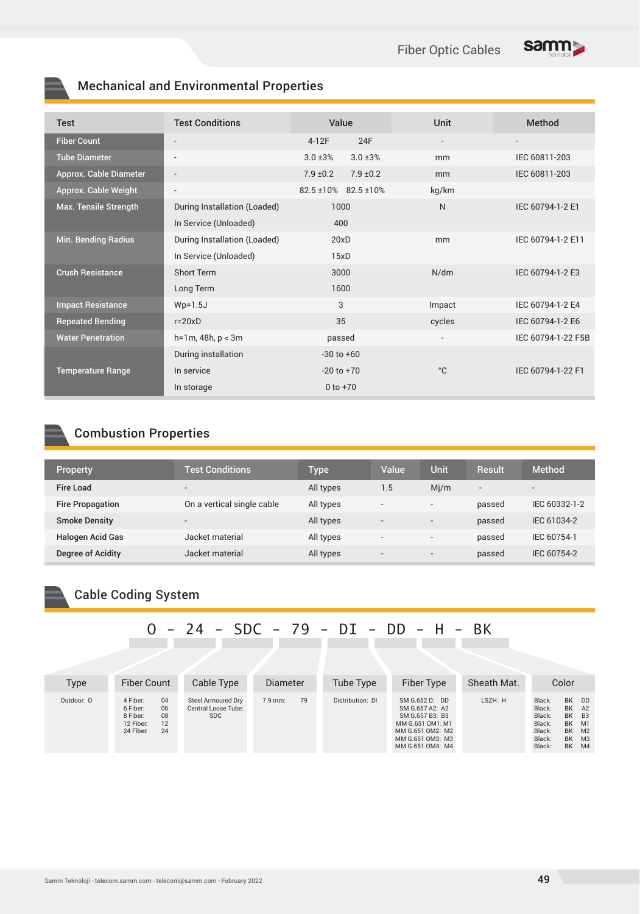## Mechanical and Environmental Properties

| Test | Test Conditions | Value | | Unit | Method |
|---|---|---|---|---|---|
| Fiber Count | - | 4-12F | 24F | - | - |
| Tube Diameter | - | 3.0 ±3% | 3.0 ±3% | mm | IEC 60811-203 |
| Approx. Cable Diameter | - | 7.9 ±0.2 | 7.9 ±0.2 | mm | IEC 60811-203 |
| Approx. Cable Weight | - | 82.5 ±10% | 82.5 ±10% | kg/km | |
| Max. Tensile Strength | During Installation (Loaded) | 1000 | | N | IEC 60794-1-2 E1 |
| | In Service (Unloaded) | 400 | | | |
| Min. Bending Radius | During Installation (Loaded) | 20xD | | mm | IEC 60794-1-2 E11 |
| | In Service (Unloaded) | 15xD | | | |
| Crush Resistance | Short Term | 3000 | | N/dm | IEC 60794-1-2 E3 |
| | Long Term | 1600 | | | |
| Impact Resistance | Wp=1.5J | 3 | | Impact | IEC 60794-1-2 E4 |
| Repeated Bending | r=20xD | 35 | | cycles | IEC 60794-1-2 E6 |
| Water Penetration | h=1m, 48h, p < 3m | passed | | - | IEC 60794-1-22 F5B |
| Temperature Range | During installation | -30 to +60 | | °C | IEC 60794-1-22 F1 |
| | In service | -20 to +70 | | | |
| | In storage | 0 to +70 | | | |

## Combustion Properties

| Property | Test Conditions | Type | Value | Unit | Result | Method |
|---|---|---|---|---|---|---|
| Fire Load | - | All types | 1.5 | Mj/m | - | - |
| Fire Propagation | On a vertical single cable | All types | - | - | passed | IEC 60332-1-2 |
| Smoke Density | - | All types | - | - | passed | IEC 61034-2 |
| Halogen Acid Gas | Jacket material | All types | - | - | passed | IEC 60754-1 |
| Degree of Acidity | Jacket material | All types | - | - | passed | IEC 60754-2 |

## Cable Coding System

O - 24 - SDC - 79 - DI - DD - H - BK

| Type | Fiber Count | Cable Type | Diameter | Tube Type | Fiber Type | Sheath Mat. | Color |
|---|---|---|---|---|---|---|---|
| Outdoor: O | 4 Fiber: 04<br>6 Fiber: 06<br>8 Fiber: 08<br>12 Fiber: 12<br>24 Fiber: 24 | Steel Armoured Dry Central Loose Tube: SDC | 7.9 mm: 79 | Distribution: DI | SM G.652 D: DD<br>SM G.657 A2: A2<br>SM G.657 B3: B3<br>MM G.651 OM1: M1<br>MM G.651 OM2: M2<br>MM G.651 OM3: M3<br>MM G.651 OM4: M4 | LSZH: H | Black: BK DD<br>Black: BK A2<br>Black: BK B3<br>Black: BK M1<br>Black: BK M2<br>Black: BK M3<br>Black: BK M4 |